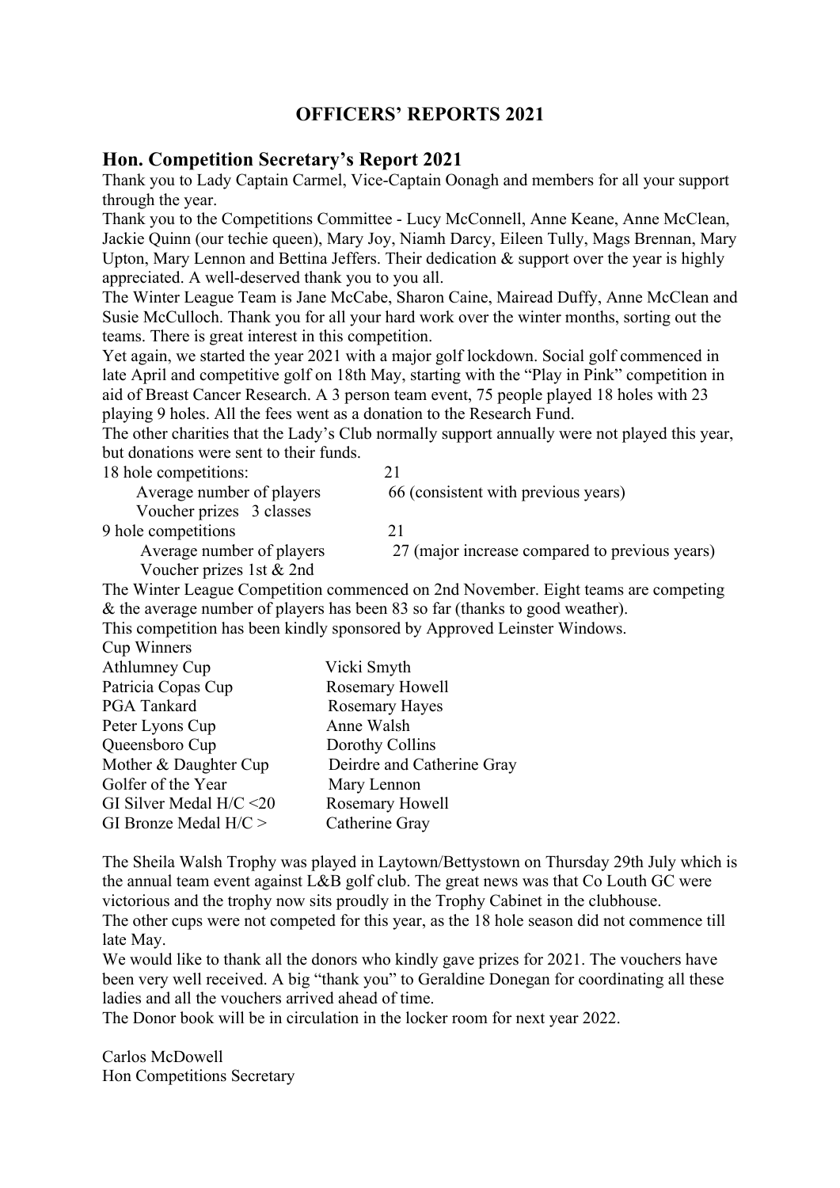# OFFICERS' REPORTS 2021

## Hon. Competition Secretary's Report 2021

Thank you to Lady Captain Carmel, Vice-Captain Oonagh and members for all your support through the year.

Thank you to the Competitions Committee - Lucy McConnell, Anne Keane, Anne McClean, Jackie Quinn (our techie queen), Mary Joy, Niamh Darcy, Eileen Tully, Mags Brennan, Mary Upton, Mary Lennon and Bettina Jeffers. Their dedication & support over the year is highly appreciated. A well-deserved thank you to you all.

The Winter League Team is Jane McCabe, Sharon Caine, Mairead Duffy, Anne McClean and Susie McCulloch. Thank you for all your hard work over the winter months, sorting out the teams. There is great interest in this competition.

Yet again, we started the year 2021 with a major golf lockdown. Social golf commenced in late April and competitive golf on 18th May, starting with the "Play in Pink" competition in aid of Breast Cancer Research. A 3 person team event, 75 people played 18 holes with 23 playing 9 holes. All the fees went as a donation to the Research Fund.

The other charities that the Lady's Club normally support annually were not played this year, but donations were sent to their funds.

| | |
|---|---|
| 18 hole competitions: | 21 |
| Average number of players | 66 (consistent with previous years) |
| Voucher prizes 3 classes | |
| 9 hole competitions | 21 |
| Average number of players | 27 (major increase compared to previous years) |
| Voucher prizes 1st & 2nd | |

The Winter League Competition commenced on 2nd November. Eight teams are competing & the average number of players has been 83 so far (thanks to good weather).

This competition has been kindly sponsored by Approved Leinster Windows.

Cup Winners

| | |
|---|---|
| Athlumney Cup | Vicki Smyth |
| Patricia Copas Cup | Rosemary Howell |
| PGA Tankard | Rosemary Hayes |
| Peter Lyons Cup | Anne Walsh |
| Queensboro Cup | Dorothy Collins |
| Mother & Daughter Cup | Deirdre and Catherine Gray |
| Golfer of the Year | Mary Lennon |
| GI Silver Medal H/C <20 | Rosemary Howell |
| GI Bronze Medal H/C > | Catherine Gray |

The Sheila Walsh Trophy was played in Laytown/Bettystown on Thursday 29th July which is the annual team event against L&B golf club. The great news was that Co Louth GC were victorious and the trophy now sits proudly in the Trophy Cabinet in the clubhouse.

The other cups were not competed for this year, as the 18 hole season did not commence till late May.

We would like to thank all the donors who kindly gave prizes for 2021. The vouchers have been very well received. A big "thank you" to Geraldine Donegan for coordinating all these ladies and all the vouchers arrived ahead of time.

The Donor book will be in circulation in the locker room for next year 2022.

Carlos McDowell
Hon Competitions Secretary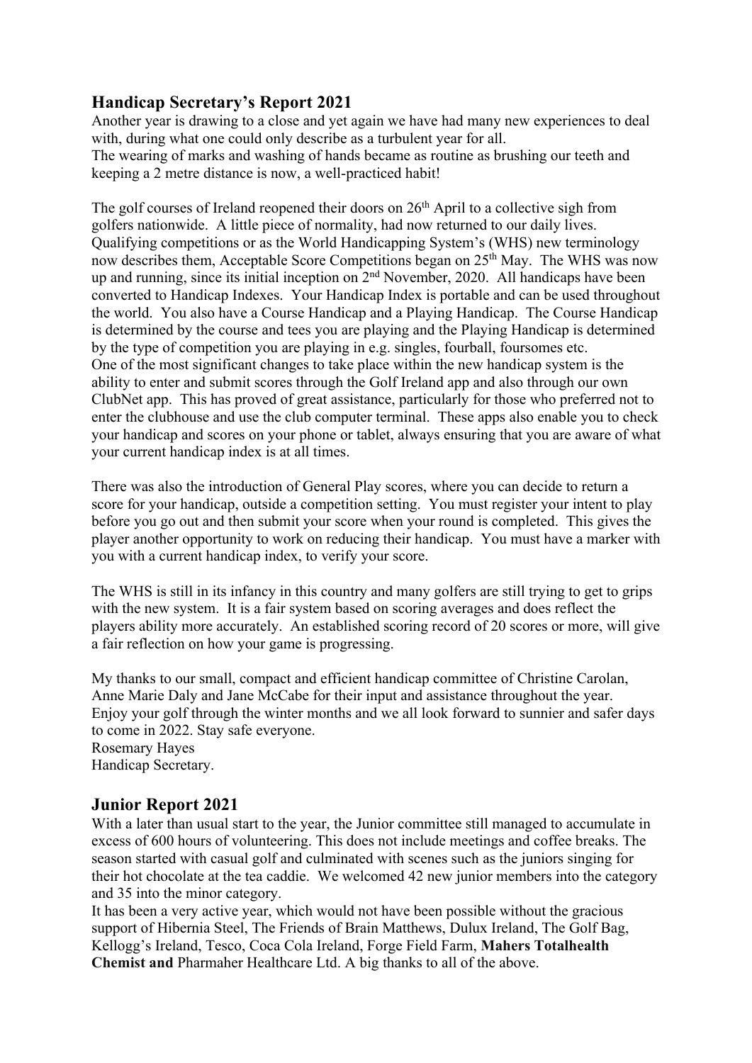## Handicap Secretary's Report 2021

Another year is drawing to a close and yet again we have had many new experiences to deal with, during what one could only describe as a turbulent year for all.
The wearing of marks and washing of hands became as routine as brushing our teeth and keeping a 2 metre distance is now, a well-practiced habit!

The golf courses of Ireland reopened their doors on 26th April to a collective sigh from golfers nationwide. A little piece of normality, had now returned to our daily lives. Qualifying competitions or as the World Handicapping System's (WHS) new terminology now describes them, Acceptable Score Competitions began on 25th May. The WHS was now up and running, since its initial inception on 2nd November, 2020. All handicaps have been converted to Handicap Indexes. Your Handicap Index is portable and can be used throughout the world. You also have a Course Handicap and a Playing Handicap. The Course Handicap is determined by the course and tees you are playing and the Playing Handicap is determined by the type of competition you are playing in e.g. singles, fourball, foursomes etc.
One of the most significant changes to take place within the new handicap system is the ability to enter and submit scores through the Golf Ireland app and also through our own ClubNet app. This has proved of great assistance, particularly for those who preferred not to enter the clubhouse and use the club computer terminal. These apps also enable you to check your handicap and scores on your phone or tablet, always ensuring that you are aware of what your current handicap index is at all times.

There was also the introduction of General Play scores, where you can decide to return a score for your handicap, outside a competition setting. You must register your intent to play before you go out and then submit your score when your round is completed. This gives the player another opportunity to work on reducing their handicap. You must have a marker with you with a current handicap index, to verify your score.

The WHS is still in its infancy in this country and many golfers are still trying to get to grips with the new system. It is a fair system based on scoring averages and does reflect the players ability more accurately. An established scoring record of 20 scores or more, will give a fair reflection on how your game is progressing.

My thanks to our small, compact and efficient handicap committee of Christine Carolan, Anne Marie Daly and Jane McCabe for their input and assistance throughout the year.
Enjoy your golf through the winter months and we all look forward to sunnier and safer days to come in 2022. Stay safe everyone.
Rosemary Hayes
Handicap Secretary.

## Junior Report 2021

With a later than usual start to the year, the Junior committee still managed to accumulate in excess of 600 hours of volunteering. This does not include meetings and coffee breaks. The season started with casual golf and culminated with scenes such as the juniors singing for their hot chocolate at the tea caddie. We welcomed 42 new junior members into the category and 35 into the minor category.
It has been a very active year, which would not have been possible without the gracious support of Hibernia Steel, The Friends of Brain Matthews, Dulux Ireland, The Golf Bag, Kellogg's Ireland, Tesco, Coca Cola Ireland, Forge Field Farm, **Mahers Totalhealth Chemist and** Pharmaher Healthcare Ltd. A big thanks to all of the above.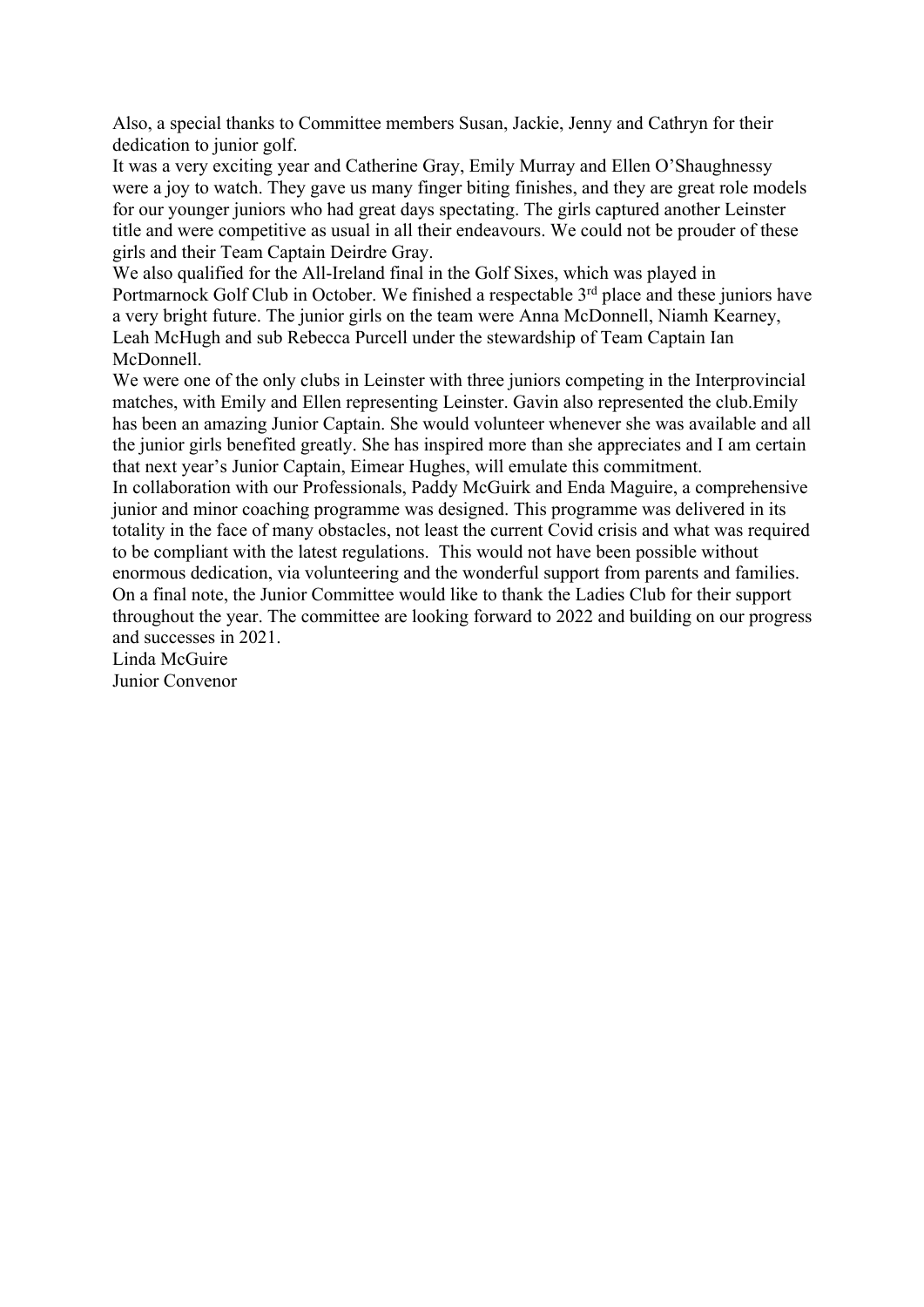Also, a special thanks to Committee members Susan, Jackie, Jenny and Cathryn for their dedication to junior golf.

It was a very exciting year and Catherine Gray, Emily Murray and Ellen O'Shaughnessy were a joy to watch. They gave us many finger biting finishes, and they are great role models for our younger juniors who had great days spectating. The girls captured another Leinster title and were competitive as usual in all their endeavours. We could not be prouder of these girls and their Team Captain Deirdre Gray.

We also qualified for the All-Ireland final in the Golf Sixes, which was played in Portmarnock Golf Club in October. We finished a respectable 3rd place and these juniors have a very bright future. The junior girls on the team were Anna McDonnell, Niamh Kearney, Leah McHugh and sub Rebecca Purcell under the stewardship of Team Captain Ian McDonnell.

We were one of the only clubs in Leinster with three juniors competing in the Interprovincial matches, with Emily and Ellen representing Leinster. Gavin also represented the club.Emily has been an amazing Junior Captain. She would volunteer whenever she was available and all the junior girls benefited greatly. She has inspired more than she appreciates and I am certain that next year's Junior Captain, Eimear Hughes, will emulate this commitment.

In collaboration with our Professionals, Paddy McGuirk and Enda Maguire, a comprehensive junior and minor coaching programme was designed. This programme was delivered in its totality in the face of many obstacles, not least the current Covid crisis and what was required to be compliant with the latest regulations. This would not have been possible without enormous dedication, via volunteering and the wonderful support from parents and families.

On a final note, the Junior Committee would like to thank the Ladies Club for their support throughout the year. The committee are looking forward to 2022 and building on our progress and successes in 2021.

Linda McGuire
Junior Convenor